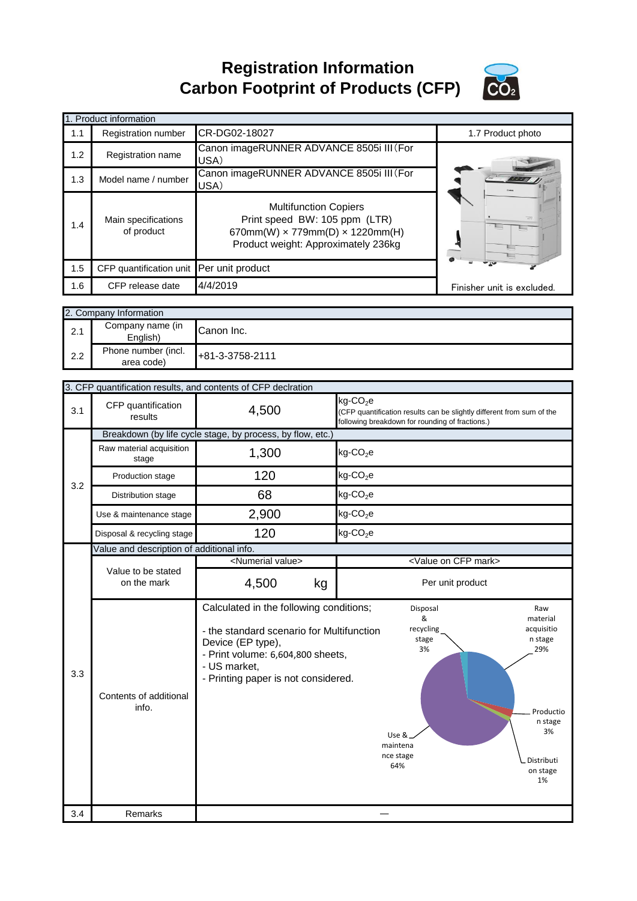# Registration Information
# Carbon Footprint of Products (CFP)

| 1. Product information | | | |
|---|---|---|---|
| 1.1 | Registration number | CR-DG02-18027 | 1.7 Product photo |
| 1.2 | Registration name | Canon imageRUNNER ADVANCE 8505i III（For USA） | |
| 1.3 | Model name / number | Canon imageRUNNER ADVANCE 8505i III（For USA） | |
| 1.4 | Main specifications of product | Multifunction Copiers<br>Print speed BW: 105 ppm (LTR)<br>670mm(W) × 779mm(D) × 1220mm(H)<br>Product weight: Approximately 236kg | |
| 1.5 | CFP quantification unit | Per unit product | |
| 1.6 | CFP release date | 4/4/2019 | Finisher unit is excluded. |

| 2. Company Information | | |
|---|---|---|
| 2.1 | Company name (in English) | Canon Inc. |
| 2.2 | Phone number (incl. area code) | +81-3-3758-2111 |

| 3. CFP quantification results, and contents of CFP declration | | | |
|---|---|---|---|
| 3.1 | CFP quantification results | 4,500 | kg-$CO_2$e (CFP quantification results can be slightly different from sum of the following breakdown for rounding of fractions.) |
| 3.2 | Breakdown (by life cycle stage, by process, by flow, etc.) | | |
| | Raw material acquisition stage | 1,300 | kg-$CO_2$e |
| | Production stage | 120 | kg-$CO_2$e |
| | Distribution stage | 68 | kg-$CO_2$e |
| | Use & maintenance stage | 2,900 | kg-$CO_2$e |
| | Disposal & recycling stage | 120 | kg-$CO_2$e |
| 3.3 | Value and description of additional info. | | |
| | Value to be stated on the mark | <Numerial value><br>4,500 kg | <Value on CFP mark><br>Per unit product |
| | Contents of additional info. | Calculated in the following conditions;<br>- the standard scenario for Multifunction Device (EP type),<br>- Print volume: 6,604,800 sheets,<br>- US market,<br>- Printing paper is not considered. | Raw material acquisition stage 29%<br>Production stage 3%<br>Distribution stage 1%<br>Use & maintenance stage 64%<br>Disposal & recycling stage 3% |
| 3.4 | Remarks | — | |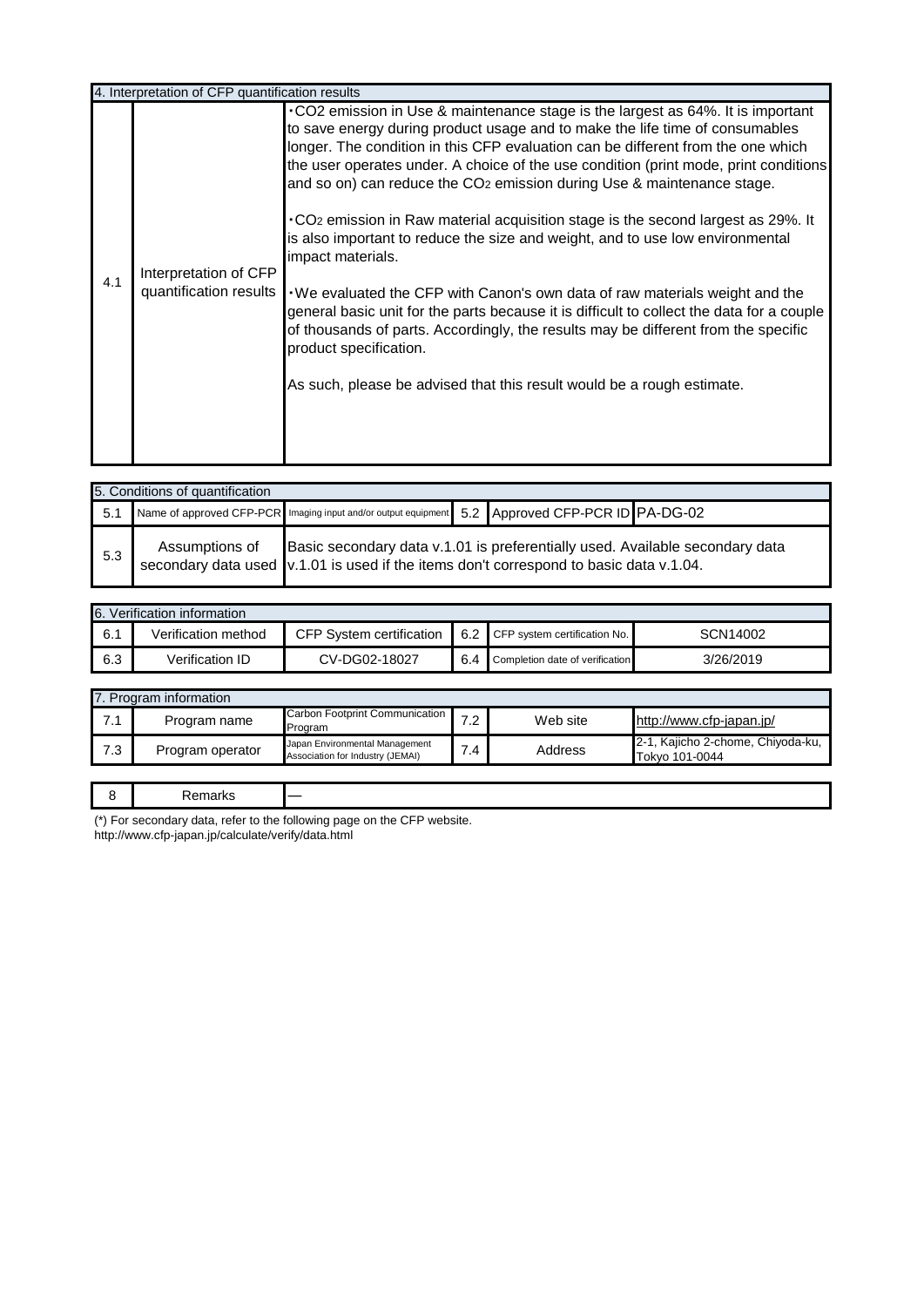| 4. Interpretation of CFP quantification results | | |
|---|---|---|
| 4.1 | Interpretation of CFP quantification results | ・CO2 emission in Use & maintenance stage is the largest as 64%. It is important to save energy during product usage and to make the life time of consumables longer. The condition in this CFP evaluation can be different from the one which the user operates under. A choice of the use condition (print mode, print conditions and so on) can reduce the $CO_2$ emission during Use & maintenance stage.<br><br>・$CO_2$ emission in Raw material acquisition stage is the second largest as 29%. It is also important to reduce the size and weight, and to use low environmental impact materials.<br><br>・We evaluated the CFP with Canon's own data of raw materials weight and the general basic unit for the parts because it is difficult to collect the data for a couple of thousands of parts. Accordingly, the results may be different from the specific product specification.<br><br>As such, please be advised that this result would be a rough estimate. |

| 5. Conditions of quantification | | | | | |
|---|---|---|---|---|---|
| 5.1 | Name of approved CFP-PCR | Imaging input and/or output equipment | 5.2 | Approved CFP-PCR ID | PA-DG-02 |
| 5.3 | Assumptions of secondary data used | Basic secondary data v.1.01 is preferentially used. Available secondary data v.1.01 is used if the items don't correspond to basic data v.1.04. | | | |

| 6. Verification information | | | | | |
|---|---|---|---|---|---|
| 6.1 | Verification method | CFP System certification | 6.2 | CFP system certification No. | SCN14002 |
| 6.3 | Verification ID | CV-DG02-18027 | 6.4 | Completion date of verification | 3/26/2019 |

| 7. Program information | | | | | |
|---|---|---|---|---|---|
| 7.1 | Program name | Carbon Footprint Communication Program | 7.2 | Web site | http://www.cfp-japan.jp/ |
| 7.3 | Program operator | Japan Environmental Management Association for Industry (JEMAI) | 7.4 | Address | 2-1, Kajicho 2-chome, Chiyoda-ku, Tokyo 101-0044 |

| | | |
|---|---|---|
| 8 | Remarks | — |

(*) For secondary data, refer to the following page on the CFP website.
http://www.cfp-japan.jp/calculate/verify/data.html